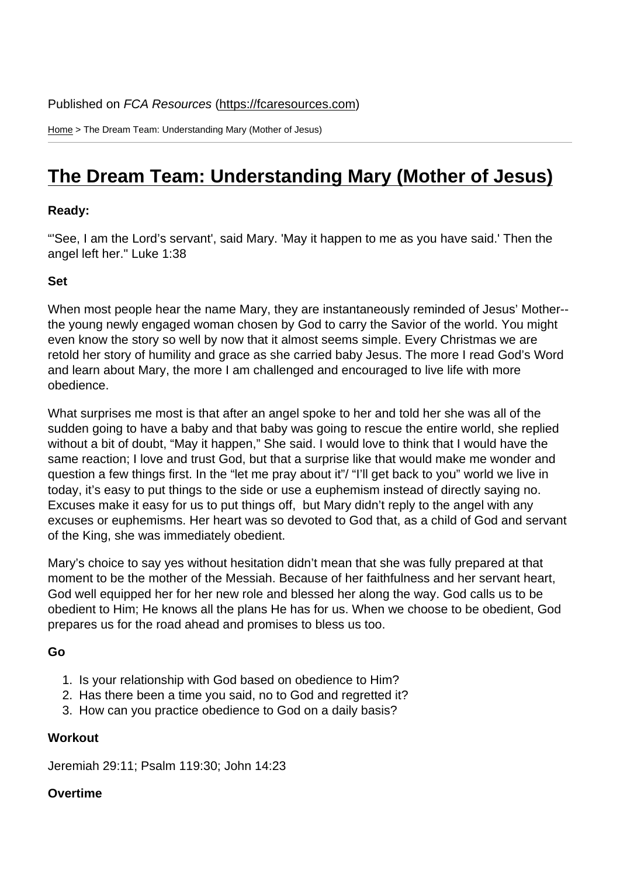Published on *FCA Resources* (https://fcaresources.com)

Home > The Dream Team: Understanding Mary (Mother of Jesus)

# The Dream Team: Understanding Mary (Mother of Jesus)

**Ready:**

“'See, I am the Lord’s servant', said Mary. 'May it happen to me as you have said.' Then the angel left her." Luke 1:38

**Set**

When most people hear the name Mary, they are instantaneously reminded of Jesus’ Mother--the young newly engaged woman chosen by God to carry the Savior of the world. You might even know the story so well by now that it almost seems simple. Every Christmas we are retold her story of humility and grace as she carried baby Jesus. The more I read God’s Word and learn about Mary, the more I am challenged and encouraged to live life with more obedience.

What surprises me most is that after an angel spoke to her and told her she was all of the sudden going to have a baby and that baby was going to rescue the entire world, she replied without a bit of doubt, “May it happen,” She said. I would love to think that I would have the same reaction; I love and trust God, but that a surprise like that would make me wonder and question a few things first. In the “let me pray about it”/ “I’ll get back to you” world we live in today, it’s easy to put things to the side or use a euphemism instead of directly saying no. Excuses make it easy for us to put things off, but Mary didn’t reply to the angel with any excuses or euphemisms. Her heart was so devoted to God that, as a child of God and servant of the King, she was immediately obedient.

Mary’s choice to say yes without hesitation didn’t mean that she was fully prepared at that moment to be the mother of the Messiah. Because of her faithfulness and her servant heart, God well equipped her for her new role and blessed her along the way. God calls us to be obedient to Him; He knows all the plans He has for us. When we choose to be obedient, God prepares us for the road ahead and promises to bless us too.

**Go**

1. Is your relationship with God based on obedience to Him?
2. Has there been a time you said, no to God and regretted it?
3. How can you practice obedience to God on a daily basis?

**Workout**

Jeremiah 29:11; Psalm 119:30; John 14:23

**Overtime**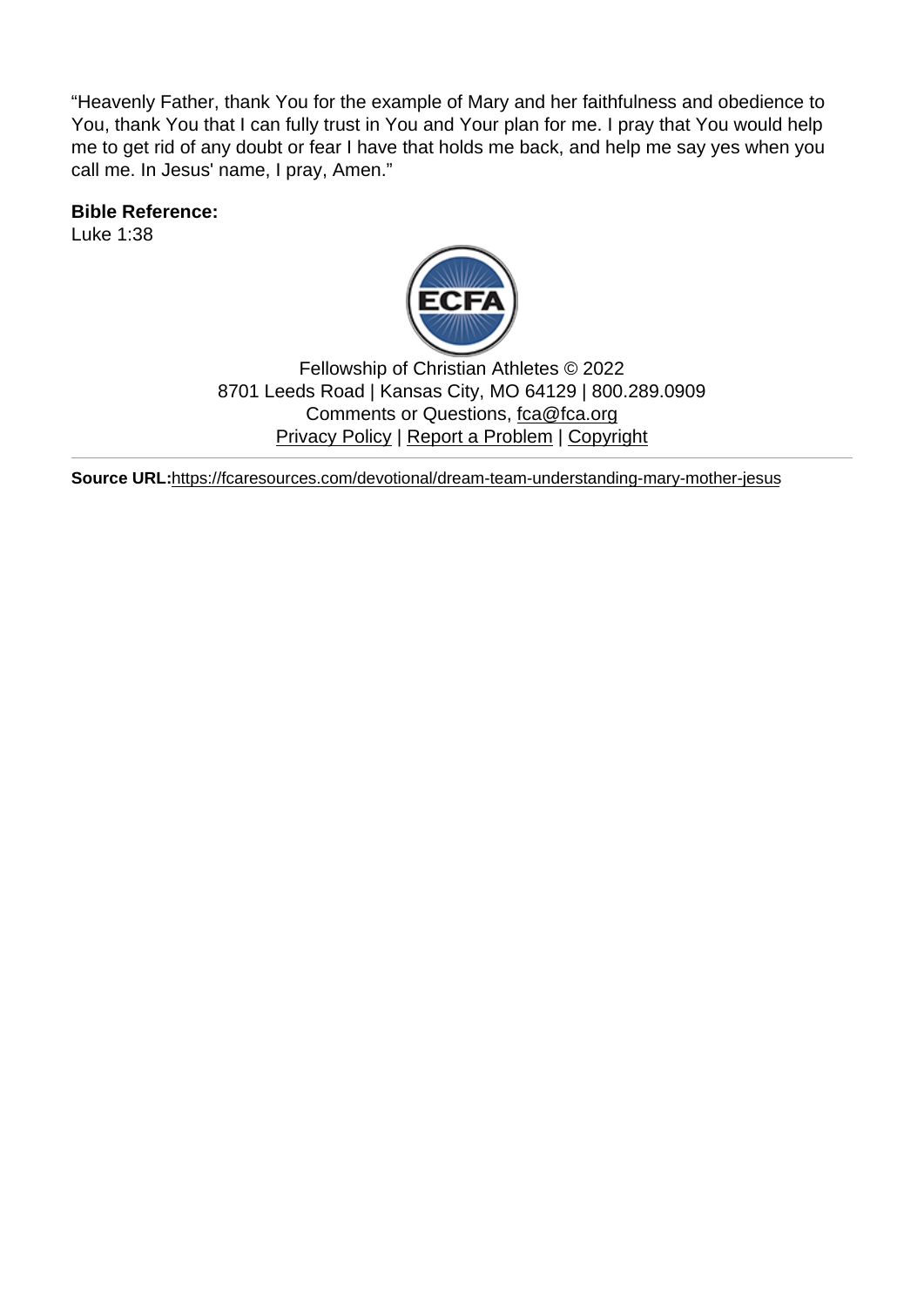“Heavenly Father, thank You for the example of Mary and her faithfulness and obedience to You, thank You that I can fully trust in You and Your plan for me. I pray that You would help me to get rid of any doubt or fear I have that holds me back, and help me say yes when you call me. In Jesus' name, I pray, Amen.”

**Bible Reference:**
Luke 1:38

Fellowship of Christian Athletes © 2022
8701 Leeds Road | Kansas City, MO 64129 | 800.289.0909
Comments or Questions, fca@fca.org
Privacy Policy | Report a Problem | Copyright

---

**Source URL:**https://fcaresources.com/devotional/dream-team-understanding-mary-mother-jesus